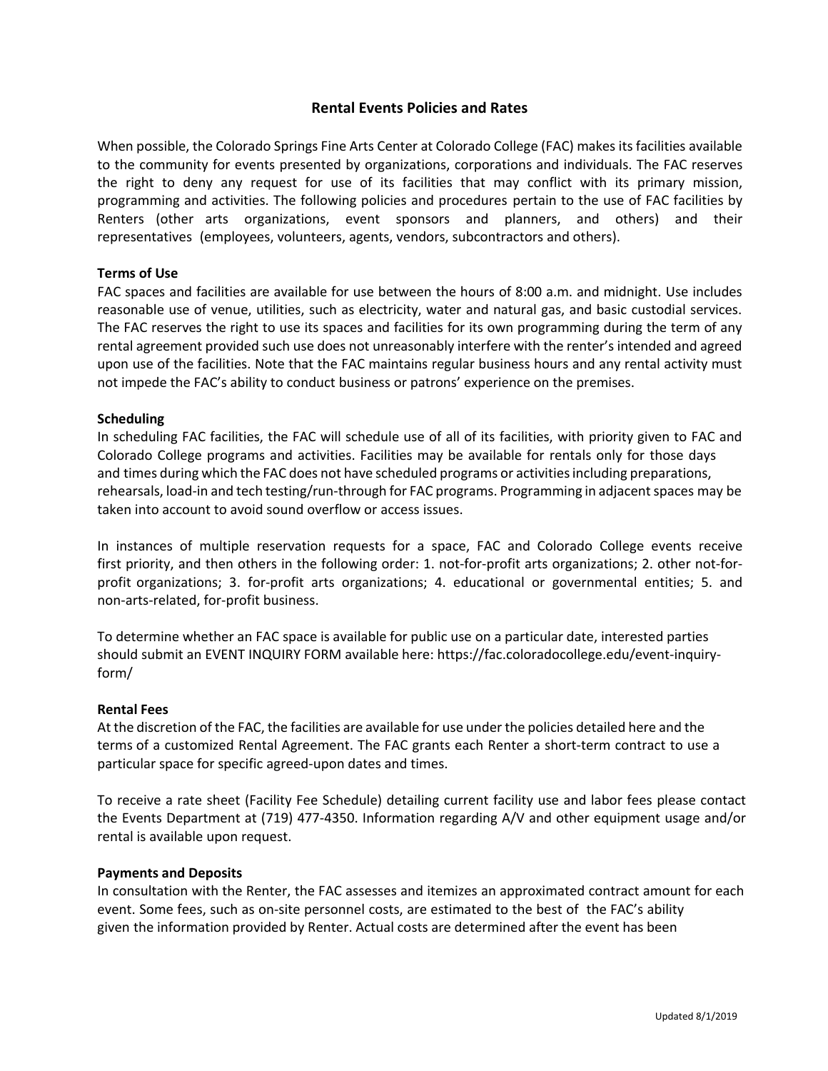# Rental Events Policies and Rates

When possible, the Colorado Springs Fine Arts Center at Colorado College (FAC) makes its facilities available to the community for events presented by organizations, corporations and individuals. The FAC reserves the right to deny any request for use of its facilities that may conflict with its primary mission, programming and activities. The following policies and procedures pertain to the use of FAC facilities by Renters (other arts organizations, event sponsors and planners, and others) and their representatives (employees, volunteers, agents, vendors, subcontractors and others).

## Terms of Use

FAC spaces and facilities are available for use between the hours of 8:00 a.m. and midnight. Use includes reasonable use of venue, utilities, such as electricity, water and natural gas, and basic custodial services. The FAC reserves the right to use its spaces and facilities for its own programming during the term of any rental agreement provided such use does not unreasonably interfere with the renter's intended and agreed upon use of the facilities. Note that the FAC maintains regular business hours and any rental activity must not impede the FAC's ability to conduct business or patrons' experience on the premises.

## Scheduling

In scheduling FAC facilities, the FAC will schedule use of all of its facilities, with priority given to FAC and Colorado College programs and activities. Facilities may be available for rentals only for those days and times during which the FAC does not have scheduled programs or activities including preparations, rehearsals, load-in and tech testing/run-through for FAC programs. Programming in adjacent spaces may be taken into account to avoid sound overflow or access issues.

In instances of multiple reservation requests for a space, FAC and Colorado College events receive first priority, and then others in the following order: 1. not-for-profit arts organizations; 2. other not-for-profit organizations; 3. for-profit arts organizations; 4. educational or governmental entities; 5. and non-arts-related, for-profit business.

To determine whether an FAC space is available for public use on a particular date, interested parties should submit an EVENT INQUIRY FORM available here: https://fac.coloradocollege.edu/event-inquiry-form/

## Rental Fees

At the discretion of the FAC, the facilities are available for use under the policies detailed here and the terms of a customized Rental Agreement. The FAC grants each Renter a short-term contract to use a particular space for specific agreed-upon dates and times.

To receive a rate sheet (Facility Fee Schedule) detailing current facility use and labor fees please contact the Events Department at (719) 477-4350. Information regarding A/V and other equipment usage and/or rental is available upon request.

## Payments and Deposits

In consultation with the Renter, the FAC assesses and itemizes an approximated contract amount for each event. Some fees, such as on-site personnel costs, are estimated to the best of the FAC's ability given the information provided by Renter. Actual costs are determined after the event has been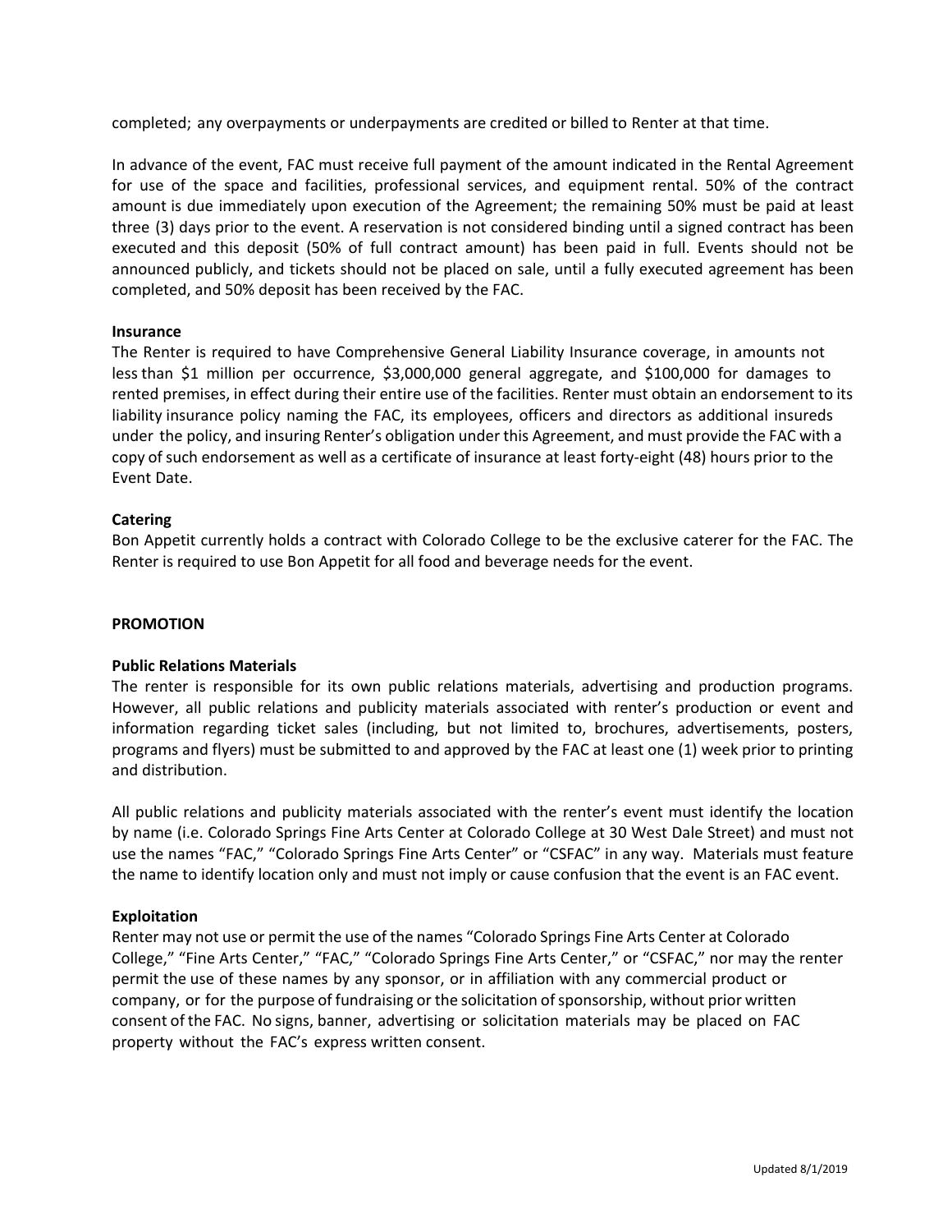completed; any overpayments or underpayments are credited or billed to Renter at that time.

In advance of the event, FAC must receive full payment of the amount indicated in the Rental Agreement for use of the space and facilities, professional services, and equipment rental. 50% of the contract amount is due immediately upon execution of the Agreement; the remaining 50% must be paid at least three (3) days prior to the event. A reservation is not considered binding until a signed contract has been executed and this deposit (50% of full contract amount) has been paid in full. Events should not be announced publicly, and tickets should not be placed on sale, until a fully executed agreement has been completed, and 50% deposit has been received by the FAC.

**Insurance**

The Renter is required to have Comprehensive General Liability Insurance coverage, in amounts not less than $1 million per occurrence, $3,000,000 general aggregate, and $100,000 for damages to rented premises, in effect during their entire use of the facilities. Renter must obtain an endorsement to its liability insurance policy naming the FAC, its employees, officers and directors as additional insureds under the policy, and insuring Renter's obligation under this Agreement, and must provide the FAC with a copy of such endorsement as well as a certificate of insurance at least forty-eight (48) hours prior to the Event Date.

**Catering**

Bon Appetit currently holds a contract with Colorado College to be the exclusive caterer for the FAC. The Renter is required to use Bon Appetit for all food and beverage needs for the event.

**PROMOTION**

**Public Relations Materials**

The renter is responsible for its own public relations materials, advertising and production programs. However, all public relations and publicity materials associated with renter's production or event and information regarding ticket sales (including, but not limited to, brochures, advertisements, posters, programs and flyers) must be submitted to and approved by the FAC at least one (1) week prior to printing and distribution.

All public relations and publicity materials associated with the renter's event must identify the location by name (i.e. Colorado Springs Fine Arts Center at Colorado College at 30 West Dale Street) and must not use the names "FAC," "Colorado Springs Fine Arts Center" or "CSFAC" in any way. Materials must feature the name to identify location only and must not imply or cause confusion that the event is an FAC event.

**Exploitation**

Renter may not use or permit the use of the names "Colorado Springs Fine Arts Center at Colorado College," "Fine Arts Center," "FAC," "Colorado Springs Fine Arts Center," or "CSFAC," nor may the renter permit the use of these names by any sponsor, or in affiliation with any commercial product or company, or for the purpose of fundraising or the solicitation of sponsorship, without prior written consent of the FAC. No signs, banner, advertising or solicitation materials may be placed on FAC property without the FAC's express written consent.

Updated 8/1/2019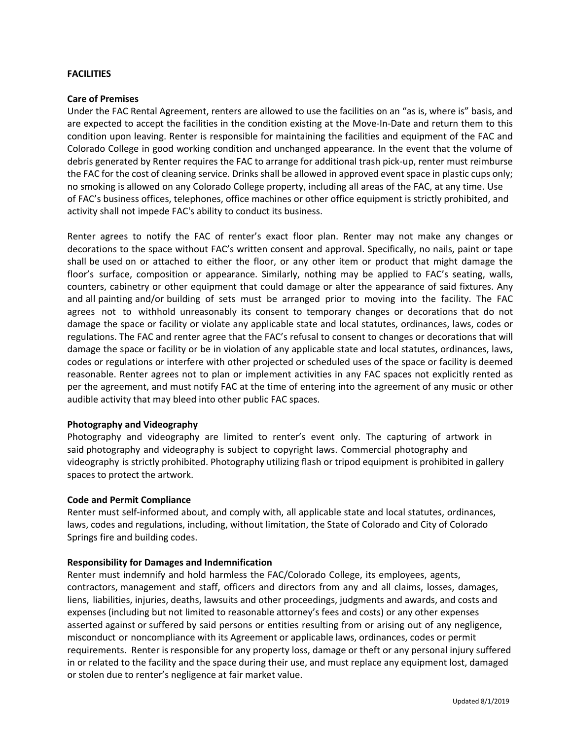**FACILITIES**

**Care of Premises**

Under the FAC Rental Agreement, renters are allowed to use the facilities on an "as is, where is" basis, and are expected to accept the facilities in the condition existing at the Move-In-Date and return them to this condition upon leaving. Renter is responsible for maintaining the facilities and equipment of the FAC and Colorado College in good working condition and unchanged appearance. In the event that the volume of debris generated by Renter requires the FAC to arrange for additional trash pick-up, renter must reimburse the FAC for the cost of cleaning service. Drinks shall be allowed in approved event space in plastic cups only; no smoking is allowed on any Colorado College property, including all areas of the FAC, at any time. Use of FAC's business offices, telephones, office machines or other office equipment is strictly prohibited, and activity shall not impede FAC's ability to conduct its business.

Renter agrees to notify the FAC of renter's exact floor plan. Renter may not make any changes or decorations to the space without FAC's written consent and approval. Specifically, no nails, paint or tape shall be used on or attached to either the floor, or any other item or product that might damage the floor's surface, composition or appearance. Similarly, nothing may be applied to FAC's seating, walls, counters, cabinetry or other equipment that could damage or alter the appearance of said fixtures. Any and all painting and/or building of sets must be arranged prior to moving into the facility. The FAC agrees not to withhold unreasonably its consent to temporary changes or decorations that do not damage the space or facility or violate any applicable state and local statutes, ordinances, laws, codes or regulations. The FAC and renter agree that the FAC's refusal to consent to changes or decorations that will damage the space or facility or be in violation of any applicable state and local statutes, ordinances, laws, codes or regulations or interfere with other projected or scheduled uses of the space or facility is deemed reasonable. Renter agrees not to plan or implement activities in any FAC spaces not explicitly rented as per the agreement, and must notify FAC at the time of entering into the agreement of any music or other audible activity that may bleed into other public FAC spaces.

**Photography and Videography**

Photography and videography are limited to renter's event only. The capturing of artwork in said photography and videography is subject to copyright laws. Commercial photography and videography is strictly prohibited. Photography utilizing flash or tripod equipment is prohibited in gallery spaces to protect the artwork.

**Code and Permit Compliance**

Renter must self-informed about, and comply with, all applicable state and local statutes, ordinances, laws, codes and regulations, including, without limitation, the State of Colorado and City of Colorado Springs fire and building codes.

**Responsibility for Damages and Indemnification**

Renter must indemnify and hold harmless the FAC/Colorado College, its employees, agents, contractors, management and staff, officers and directors from any and all claims, losses, damages, liens, liabilities, injuries, deaths, lawsuits and other proceedings, judgments and awards, and costs and expenses (including but not limited to reasonable attorney's fees and costs) or any other expenses asserted against or suffered by said persons or entities resulting from or arising out of any negligence, misconduct or noncompliance with its Agreement or applicable laws, ordinances, codes or permit requirements. Renter is responsible for any property loss, damage or theft or any personal injury suffered in or related to the facility and the space during their use, and must replace any equipment lost, damaged or stolen due to renter's negligence at fair market value.

Updated 8/1/2019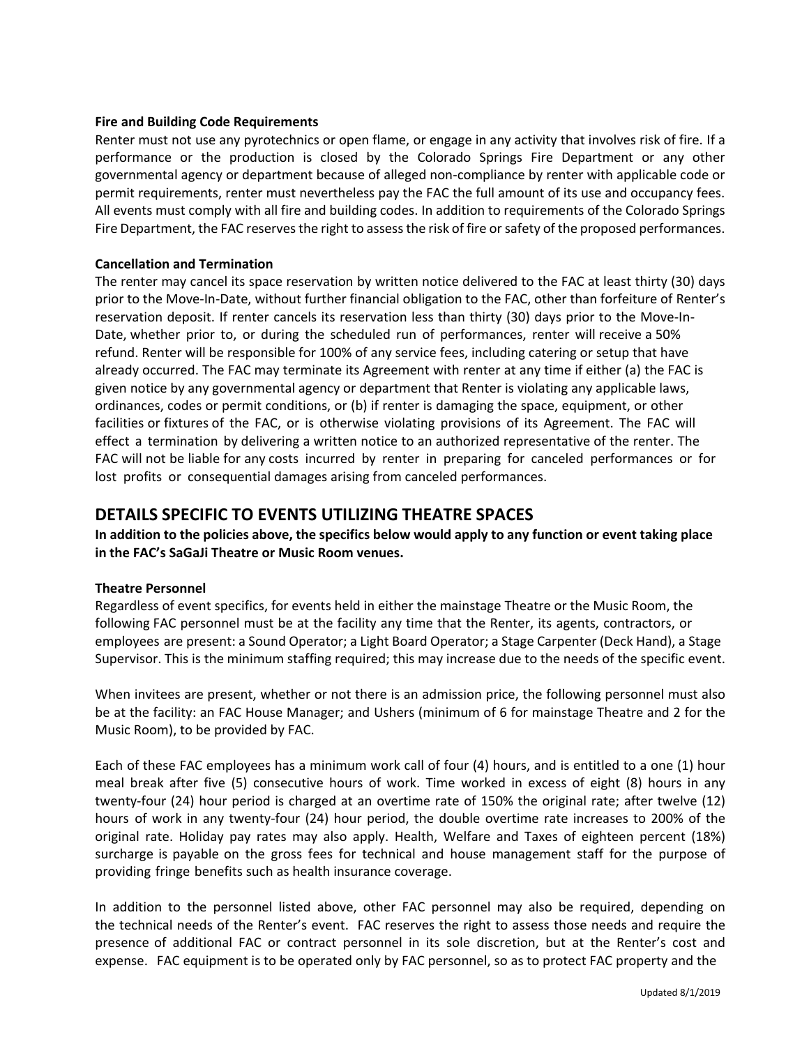**Fire and Building Code Requirements**

Renter must not use any pyrotechnics or open flame, or engage in any activity that involves risk of fire. If a performance or the production is closed by the Colorado Springs Fire Department or any other governmental agency or department because of alleged non-compliance by renter with applicable code or permit requirements, renter must nevertheless pay the FAC the full amount of its use and occupancy fees. All events must comply with all fire and building codes. In addition to requirements of the Colorado Springs Fire Department, the FAC reserves the right to assess the risk of fire or safety of the proposed performances.

**Cancellation and Termination**

The renter may cancel its space reservation by written notice delivered to the FAC at least thirty (30) days prior to the Move-In-Date, without further financial obligation to the FAC, other than forfeiture of Renter's reservation deposit. If renter cancels its reservation less than thirty (30) days prior to the Move-In-Date, whether prior to, or during the scheduled run of performances, renter will receive a 50% refund. Renter will be responsible for 100% of any service fees, including catering or setup that have already occurred. The FAC may terminate its Agreement with renter at any time if either (a) the FAC is given notice by any governmental agency or department that Renter is violating any applicable laws, ordinances, codes or permit conditions, or (b) if renter is damaging the space, equipment, or other facilities or fixtures of the FAC, or is otherwise violating provisions of its Agreement. The FAC will effect a termination by delivering a written notice to an authorized representative of the renter. The FAC will not be liable for any costs incurred by renter in preparing for canceled performances or for lost profits or consequential damages arising from canceled performances.

## DETAILS SPECIFIC TO EVENTS UTILIZING THEATRE SPACES

**In addition to the policies above, the specifics below would apply to any function or event taking place in the FAC's SaGaJi Theatre or Music Room venues.**

**Theatre Personnel**

Regardless of event specifics, for events held in either the mainstage Theatre or the Music Room, the following FAC personnel must be at the facility any time that the Renter, its agents, contractors, or employees are present: a Sound Operator; a Light Board Operator; a Stage Carpenter (Deck Hand), a Stage Supervisor. This is the minimum staffing required; this may increase due to the needs of the specific event.

When invitees are present, whether or not there is an admission price, the following personnel must also be at the facility: an FAC House Manager; and Ushers (minimum of 6 for mainstage Theatre and 2 for the Music Room), to be provided by FAC.

Each of these FAC employees has a minimum work call of four (4) hours, and is entitled to a one (1) hour meal break after five (5) consecutive hours of work. Time worked in excess of eight (8) hours in any twenty-four (24) hour period is charged at an overtime rate of 150% the original rate; after twelve (12) hours of work in any twenty-four (24) hour period, the double overtime rate increases to 200% of the original rate. Holiday pay rates may also apply. Health, Welfare and Taxes of eighteen percent (18%) surcharge is payable on the gross fees for technical and house management staff for the purpose of providing fringe benefits such as health insurance coverage.

In addition to the personnel listed above, other FAC personnel may also be required, depending on the technical needs of the Renter's event. FAC reserves the right to assess those needs and require the presence of additional FAC or contract personnel in its sole discretion, but at the Renter's cost and expense. FAC equipment is to be operated only by FAC personnel, so as to protect FAC property and the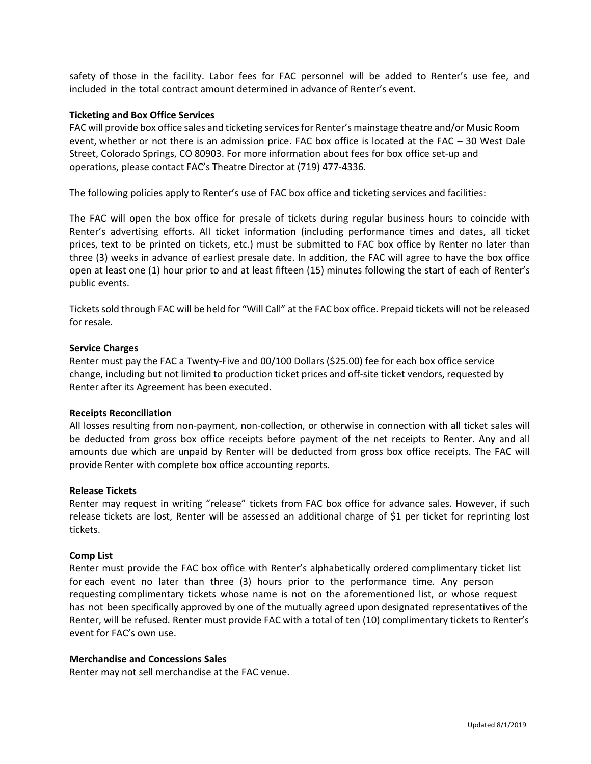safety of those in the facility. Labor fees for FAC personnel will be added to Renter's use fee, and included in the total contract amount determined in advance of Renter's event.

**Ticketing and Box Office Services**

FAC will provide box office sales and ticketing services for Renter's mainstage theatre and/or Music Room event, whether or not there is an admission price. FAC box office is located at the FAC – 30 West Dale Street, Colorado Springs, CO 80903. For more information about fees for box office set-up and operations, please contact FAC's Theatre Director at (719) 477-4336.

The following policies apply to Renter's use of FAC box office and ticketing services and facilities:

The FAC will open the box office for presale of tickets during regular business hours to coincide with Renter's advertising efforts. All ticket information (including performance times and dates, all ticket prices, text to be printed on tickets, etc.) must be submitted to FAC box office by Renter no later than three (3) weeks in advance of earliest presale date. In addition, the FAC will agree to have the box office open at least one (1) hour prior to and at least fifteen (15) minutes following the start of each of Renter's public events.

Tickets sold through FAC will be held for "Will Call" at the FAC box office. Prepaid tickets will not be released for resale.

**Service Charges**

Renter must pay the FAC a Twenty-Five and 00/100 Dollars ($25.00) fee for each box office service change, including but not limited to production ticket prices and off-site ticket vendors, requested by Renter after its Agreement has been executed.

**Receipts Reconciliation**

All losses resulting from non-payment, non-collection, or otherwise in connection with all ticket sales will be deducted from gross box office receipts before payment of the net receipts to Renter. Any and all amounts due which are unpaid by Renter will be deducted from gross box office receipts. The FAC will provide Renter with complete box office accounting reports.

**Release Tickets**

Renter may request in writing "release" tickets from FAC box office for advance sales. However, if such release tickets are lost, Renter will be assessed an additional charge of $1 per ticket for reprinting lost tickets.

**Comp List**

Renter must provide the FAC box office with Renter's alphabetically ordered complimentary ticket list for each event no later than three (3) hours prior to the performance time. Any person requesting complimentary tickets whose name is not on the aforementioned list, or whose request has not been specifically approved by one of the mutually agreed upon designated representatives of the Renter, will be refused. Renter must provide FAC with a total of ten (10) complimentary tickets to Renter's event for FAC's own use.

**Merchandise and Concessions Sales**

Renter may not sell merchandise at the FAC venue.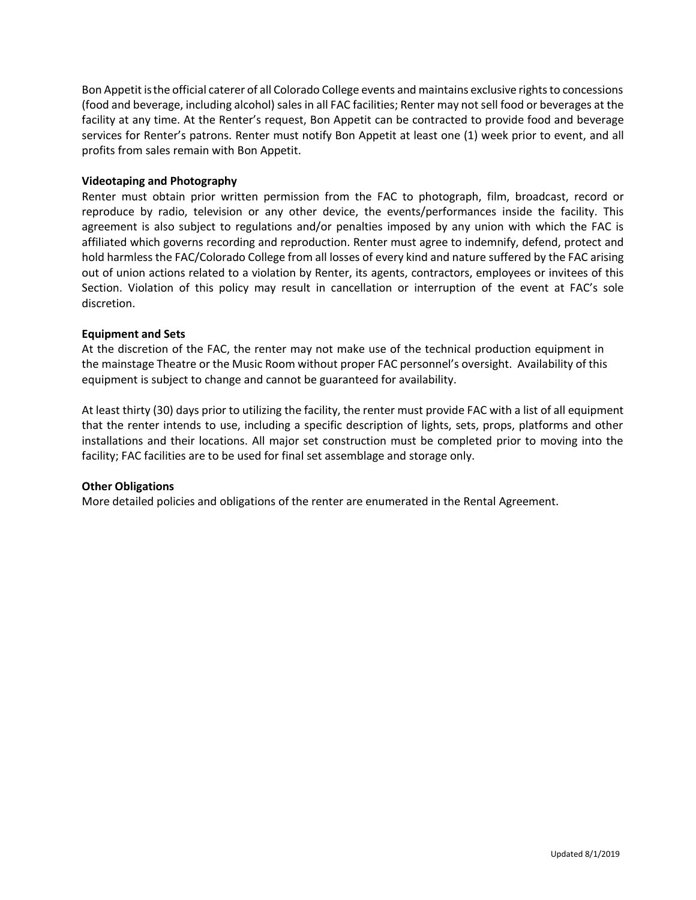Bon Appetit is the official caterer of all Colorado College events and maintains exclusive rights to concessions (food and beverage, including alcohol) sales in all FAC facilities; Renter may not sell food or beverages at the facility at any time. At the Renter's request, Bon Appetit can be contracted to provide food and beverage services for Renter's patrons. Renter must notify Bon Appetit at least one (1) week prior to event, and all profits from sales remain with Bon Appetit.

**Videotaping and Photography**

Renter must obtain prior written permission from the FAC to photograph, film, broadcast, record or reproduce by radio, television or any other device, the events/performances inside the facility. This agreement is also subject to regulations and/or penalties imposed by any union with which the FAC is affiliated which governs recording and reproduction. Renter must agree to indemnify, defend, protect and hold harmless the FAC/Colorado College from all losses of every kind and nature suffered by the FAC arising out of union actions related to a violation by Renter, its agents, contractors, employees or invitees of this Section. Violation of this policy may result in cancellation or interruption of the event at FAC's sole discretion.

**Equipment and Sets**

At the discretion of the FAC, the renter may not make use of the technical production equipment in the mainstage Theatre or the Music Room without proper FAC personnel's oversight. Availability of this equipment is subject to change and cannot be guaranteed for availability.

At least thirty (30) days prior to utilizing the facility, the renter must provide FAC with a list of all equipment that the renter intends to use, including a specific description of lights, sets, props, platforms and other installations and their locations. All major set construction must be completed prior to moving into the facility; FAC facilities are to be used for final set assemblage and storage only.

**Other Obligations**

More detailed policies and obligations of the renter are enumerated in the Rental Agreement.

Updated 8/1/2019